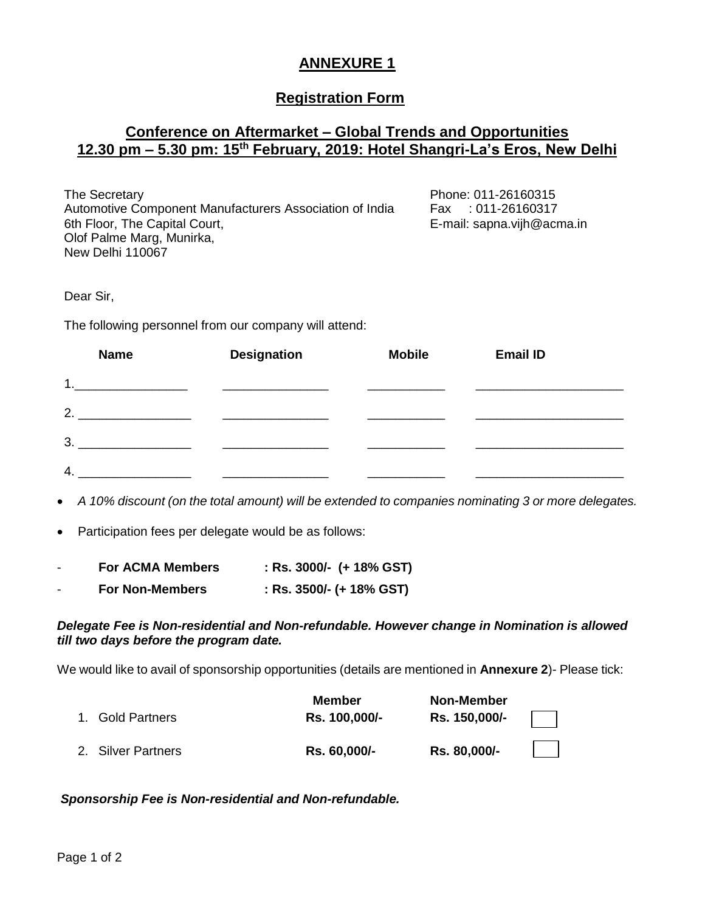# ANNEXURE 1

## Registration Form

## Conference on Aftermarket – Global Trends and Opportunities
## 12.30 pm – 5.30 pm: 15th February, 2019: Hotel Shangri-La's Eros, New Delhi

The Secretary
Automotive Component Manufacturers Association of India
6th Floor, The Capital Court,
Olof Palme Marg, Munirka,
New Delhi 110067

Phone: 011-26160315
Fax : 011-26160317
E-mail: sapna.vijh@acma.in

Dear Sir,

The following personnel from our company will attend:

| | Name | Designation | Mobile | Email ID |
|---|---|---|---|---|
| 1. | ________________ | _______________ | ___________ | _____________________ |
| 2. | ________________ | _______________ | ___________ | _____________________ |
| 3. | ________________ | _______________ | ___________ | _____________________ |
| 4. | ________________ | _______________ | ___________ | _____________________ |

- *A 10% discount (on the total amount) will be extended to companies nominating 3 or more delegates.*
- Participation fees per delegate would be as follows:

- **For ACMA Members : Rs. 3000/- (+ 18% GST)**
- **For Non-Members : Rs. 3500/- (+ 18% GST)**

***Delegate Fee is Non-residential and Non-refundable. However change in Nomination is allowed till two days before the program date.***

We would like to avail of sponsorship opportunities (details are mentioned in **Annexure 2**)- Please tick:

| | Member | Non-Member | |
|---|---|---|---|
| 1. Gold Partners | **Rs. 100,000/-** | **Rs. 150,000/-** | ☐ |
| 2. Silver Partners | **Rs. 60,000/-** | **Rs. 80,000/-** | ☐ |

***Sponsorship Fee is Non-residential and Non-refundable.***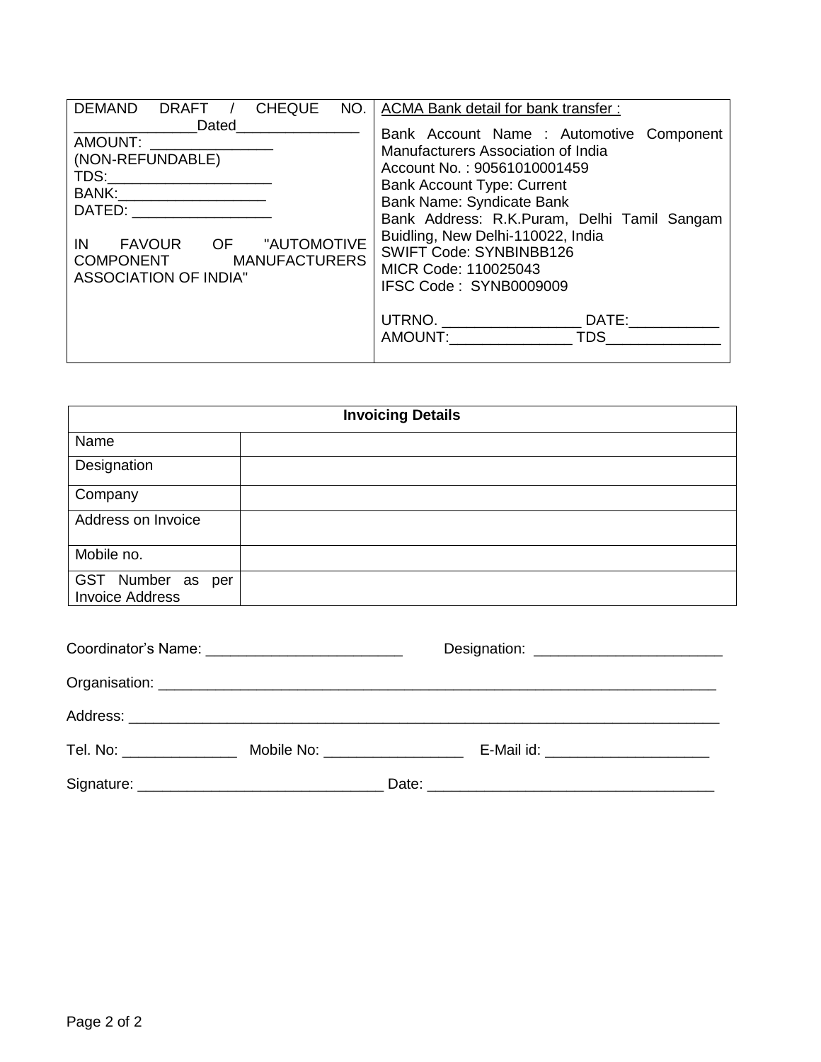| | |
|---|---|
| DEMAND DRAFT / CHEQUE NO. _______________Dated_______________<br>AMOUNT: _______________<br>(NON-REFUNDABLE)<br>TDS:____________________<br>BANK:___________________<br>DATED: _________________<br><br>IN FAVOUR OF "AUTOMOTIVE COMPONENT MANUFACTURERS ASSOCIATION OF INDIA" | ACMA Bank detail for bank transfer :<br><br>Bank Account Name : Automotive Component Manufacturers Association of India<br>Account No. : 90561010001459<br>Bank Account Type: Current<br>Bank Name: Syndicate Bank<br>Bank Address: R.K.Puram, Delhi Tamil Sangam Buidling, New Delhi-110022, India<br>SWIFT Code: SYNBINBB126<br>MICR Code: 110025043<br>IFSC Code : SYNB0009009<br><br>UTRNO. _________________ DATE:___________<br>AMOUNT:_______________ TDS______________ |

| **Invoicing Details** | |
|---|---|
| Name | |
| Designation | |
| Company | |
| Address on Invoice | |
| Mobile no. | |
| GST Number as per Invoice Address | |

Coordinator's Name: ________________________ Designation: _______________________

Organisation: ______________________________________________________________________

Address: __________________________________________________________________________

Tel. No: ______________ Mobile No: _________________ E-Mail id: ____________________

Signature: ______________________________ Date: ___________________________________